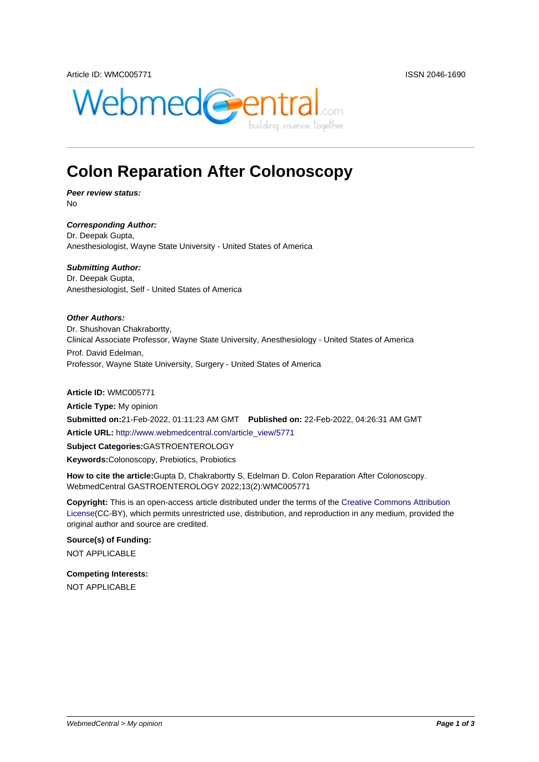Article ID: WMC005771

ISSN 2046-1690

# Colon Reparation After Colonoscopy

***Peer review status:***
No

***Corresponding Author:***
Dr. Deepak Gupta,
Anesthesiologist, Wayne State University - United States of America

***Submitting Author:***
Dr. Deepak Gupta,
Anesthesiologist, Self - United States of America

***Other Authors:***
Dr. Shushovan Chakrabortty,
Clinical Associate Professor, Wayne State University, Anesthesiology - United States of America

Prof. David Edelman,
Professor, Wayne State University, Surgery - United States of America

**Article ID:** WMC005771

**Article Type:** My opinion

**Submitted on:** 21-Feb-2022, 01:11:23 AM GMT **Published on:** 22-Feb-2022, 04:26:31 AM GMT

**Article URL:** http://www.webmedcentral.com/article_view/5771

**Subject Categories:** GASTROENTEROLOGY

**Keywords:** Colonoscopy, Prebiotics, Probiotics

**How to cite the article:** Gupta D, Chakrabortty S, Edelman D. Colon Reparation After Colonoscopy. WebmedCentral GASTROENTEROLOGY 2022;13(2):WMC005771

**Copyright:** This is an open-access article distributed under the terms of the Creative Commons Attribution License (CC-BY), which permits unrestricted use, distribution, and reproduction in any medium, provided the original author and source are credited.

**Source(s) of Funding:**

NOT APPLICABLE

**Competing Interests:**

NOT APPLICABLE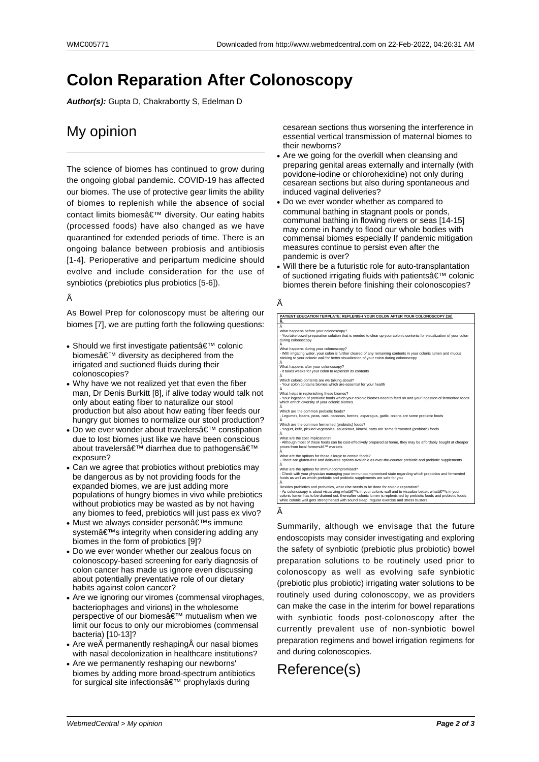# Colon Reparation After Colonoscopy

***Author(s):*** Gupta D, Chakrabortty S, Edelman D

## My opinion

The science of biomes has continued to grow during the ongoing global pandemic. COVID-19 has affected our biomes. The use of protective gear limits the ability of biomes to replenish while the absence of social contact limits biomesâ€™ diversity. Our eating habits (processed foods) have also changed as we have quarantined for extended periods of time. There is an ongoing balance between probiosis and antibiosis [1-4]. Perioperative and peripartum medicine should evolve and include consideration for the use of synbiotics (prebiotics plus probiotics [5-6]).

Â

As Bowel Prep for colonoscopy must be altering our biomes [7], we are putting forth the following questions:

- Should we first investigate patientsâ€™ colonic biomesâ€™ diversity as deciphered from the irrigated and suctioned fluids during their colonoscopies?
- Why have we not realized yet that even the fiber man, Dr Denis Burkitt [8], if alive today would talk not only about eating fiber to naturalize our stool production but also about how eating fiber feeds our hungry gut biomes to normalize our stool production?
- Do we ever wonder about travelersâ€™ constipation due to lost biomes just like we have been conscious about travelersâ€™ diarrhea due to pathogensâ€™ exposure?
- Can we agree that probiotics without prebiotics may be dangerous as by not providing foods for the expanded biomes, we are just adding more populations of hungry biomes in vivo while prebiotics without probiotics may be wasted as by not having any biomes to feed, prebiotics will just pass ex vivo?
- Must we always consider personâ€™s immune systemâ€™s integrity when considering adding any biomes in the form of probiotics [9]?
- Do we ever wonder whether our zealous focus on colonoscopy-based screening for early diagnosis of colon cancer has made us ignore even discussing about potentially preventative role of our dietary habits against colon cancer?
- Are we ignoring our viromes (commensal virophages, bacteriophages and virions) in the wholesome perspective of our biomesâ€™ mutualism when we limit our focus to only our microbiomes (commensal bacteria) [10-13]?
- Are weÂ permanently reshapingÂ our nasal biomes with nasal decolonization in healthcare institutions?
- Are we permanently reshaping our newborns' biomes by adding more broad-spectrum antibiotics for surgical site infectionsâ€™ prophylaxis during cesarean sections thus worsening the interference in essential vertical transmission of maternal biomes to their newborns?
- Are we going for the overkill when cleansing and preparing genital areas externally and internally (with povidone-iodine or chlorohexidine) not only during cesarean sections but also during spontaneous and induced vaginal deliveries?
- Do we ever wonder whether as compared to communal bathing in stagnant pools or ponds, communal bathing in flowing rivers or seas [14-15] may come in handy to flood our whole bodies with commensal biomes especially If pandemic mitigation measures continue to persist even after the pandemic is over?
- Will there be a futuristic role for auto-transplantation of suctioned irrigating fluids with patientsâ€™ colonic biomes therein before finishing their colonoscopies?

Â

| **PATIENT EDUCATION TEMPLATE: REPLENISH YOUR COLON AFTER YOUR COLONOSCOPY [16]** |
|---|
| Â<br>Â<br>What happens before your colonoscopy?<br>- You take bowel preparation solution that is needed to clear up your colonic contents for visualization of your colon during colonoscopy<br>Â<br>What happens during your colonoscopy?<br>- With irrigating water, your colon is further cleared of any remaining contents in your colonic lumen and mucus sticking to your colonic wall for better visualization of your colon during colonoscopy<br>Â<br>What happens after your colonoscopy?<br>- It takes weeks for your colon to replenish its contents<br>Â<br>Which colonic contents are we talking about?<br>- Your colon contains biomes which are essential for your health<br>Â<br>What helps in replenishing these biomes?<br>- Your ingestion of prebiotic foods which your colonic biomes need to feed on and your ingestion of fermented foods which enrich diversity of your colonic biomes.<br>Â<br>Which are the common prebiotic foods?<br>- Legumes, beans, peas, oats, bananas, berries, asparagus, garlic, onions are some prebiotic foods<br>Â<br>Which are the common fermented (probiotic) foods?<br>- Yogurt, kefir, pickled vegetables, sauerkraut, kimchi, natto are some fermented (probiotic) foods<br>Â<br>What are the cost implications?<br>- Although most of these foods can be cost-effectively prepared at home, they may be affordably bought at cheaper prices from local farmersâ€™ markets<br>Â<br>What are the options for those allergic to certain foods?<br>- There are gluten-free and dairy-free options available as over-the-counter prebiotic and probiotic supplements<br>Â<br>What are the options for immunocompromised?<br>- Check with your physician managing your immunocompromised state regarding which prebiotics and fermented foods as well as which prebiotic and probiotic supplements are safe for you<br>Â<br>Besides prebiotics and probiotics, what else needs to be done for colonic reparation?<br>- As colonoscopy is about visualizing whatâ€™s in your colonic wall and to visualize better, whatâ€™s in your colonic lumen has to be drained out, thereafter colonic lumen is replenished by prebiotic foods and probiotic foods while colonic wall gets strengthened with sound sleep, regular exercise and stress busters |

Â

Summarily, although we envisage that the future endoscopists may consider investigating and exploring the safety of synbiotic (prebiotic plus probiotic) bowel preparation solutions to be routinely used prior to colonoscopy as well as evolving safe synbiotic (prebiotic plus probiotic) irrigating water solutions to be routinely used during colonoscopy, we as providers can make the case in the interim for bowel reparations with synbiotic foods post-colonoscopy after the currently prevalent use of non-synbiotic bowel preparation regimens and bowel irrigation regimens for and during colonoscopies.

# Reference(s)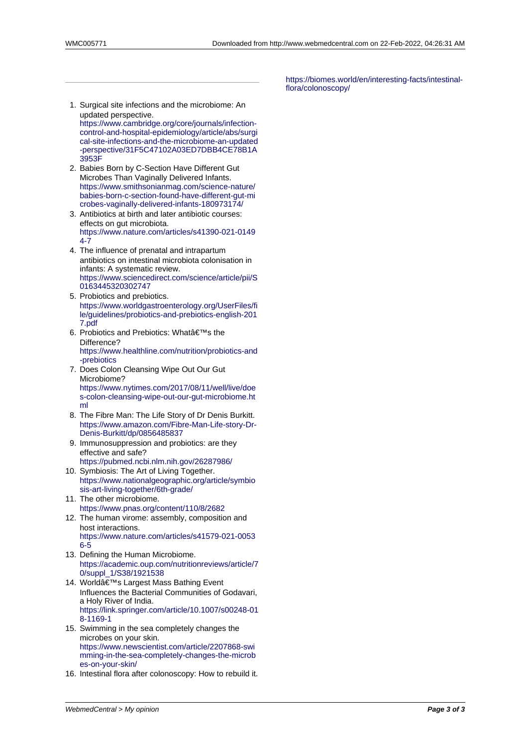1. Surgical site infections and the microbiome: An updated perspective. https://www.cambridge.org/core/journals/infection-control-and-hospital-epidemiology/article/abs/surgical-site-infections-and-the-microbiome-an-updated-perspective/31F5C47102A03ED7DBB4CE78B1A3953F
2. Babies Born by C-Section Have Different Gut Microbes Than Vaginally Delivered Infants. https://www.smithsonianmag.com/science-nature/babies-born-c-section-found-have-different-gut-microbes-vaginally-delivered-infants-180973174/
3. Antibiotics at birth and later antibiotic courses: effects on gut microbiota. https://www.nature.com/articles/s41390-021-01494-7
4. The influence of prenatal and intrapartum antibiotics on intestinal microbiota colonisation in infants: A systematic review. https://www.sciencedirect.com/science/article/pii/S0163445320302747
5. Probiotics and prebiotics. https://www.worldgastroenterology.org/UserFiles/file/guidelines/probiotics-and-prebiotics-english-2017.pdf
6. Probiotics and Prebiotics: Whatâ€™s the Difference? https://www.healthline.com/nutrition/probiotics-and-prebiotics
7. Does Colon Cleansing Wipe Out Our Gut Microbiome? https://www.nytimes.com/2017/08/11/well/live/does-colon-cleansing-wipe-out-our-gut-microbiome.html
8. The Fibre Man: The Life Story of Dr Denis Burkitt. https://www.amazon.com/Fibre-Man-Life-story-Dr-Denis-Burkitt/dp/0856485837
9. Immunosuppression and probiotics: are they effective and safe? https://pubmed.ncbi.nlm.nih.gov/26287986/
10. Symbiosis: The Art of Living Together. https://www.nationalgeographic.org/article/symbiosis-art-living-together/6th-grade/
11. The other microbiome. https://www.pnas.org/content/110/8/2682
12. The human virome: assembly, composition and host interactions. https://www.nature.com/articles/s41579-021-00536-5
13. Defining the Human Microbiome. https://academic.oup.com/nutritionreviews/article/70/suppl_1/S38/1921538
14. Worldâ€™s Largest Mass Bathing Event Influences the Bacterial Communities of Godavari, a Holy River of India. https://link.springer.com/article/10.1007/s00248-018-1169-1
15. Swimming in the sea completely changes the microbes on your skin. https://www.newscientist.com/article/2207868-swimming-in-the-sea-completely-changes-the-microbes-on-your-skin/
16. Intestinal flora after colonoscopy: How to rebuild it. https://biomes.world/en/interesting-facts/intestinal-flora/colonoscopy/